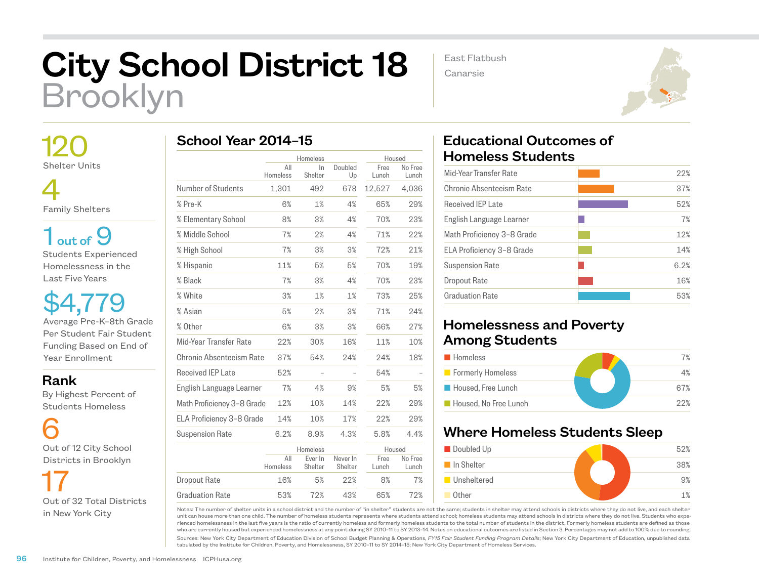# City School District 18
## Brooklyn

East Flatbush
Canarsie

120
Shelter Units

4
Family Shelters

1 out of 9
Students Experienced Homelessness in the Last Five Years

$4,779
Average Pre-K–8th Grade Per Student Fair Student Funding Based on End of Year Enrollment

### Rank
By Highest Percent of Students Homeless

6
Out of 12 City School Districts in Brooklyn

17
Out of 32 Total Districts in New York City

## School Year 2014–15

| | Homeless | | | Housed | |
|---|---|---|---|---|---|
| | All Homeless | In Shelter | Doubled Up | Free Lunch | No Free Lunch |
| Number of Students | 1,301 | 492 | 678 | 12,527 | 4,036 |
| % Pre-K | 6% | 1% | 4% | 65% | 29% |
| % Elementary School | 8% | 3% | 4% | 70% | 23% |
| % Middle School | 7% | 2% | 4% | 71% | 22% |
| % High School | 7% | 3% | 3% | 72% | 21% |
| % Hispanic | 11% | 5% | 5% | 70% | 19% |
| % Black | 7% | 3% | 4% | 70% | 23% |
| % White | 3% | 1% | 1% | 73% | 25% |
| % Asian | 5% | 2% | 3% | 71% | 24% |
| % Other | 6% | 3% | 3% | 66% | 27% |
| Mid-Year Transfer Rate | 22% | 30% | 16% | 11% | 10% |
| Chronic Absenteeism Rate | 37% | 54% | 24% | 24% | 18% |
| Received IEP Late | 52% | – | – | 54% | – |
| English Language Learner | 7% | 4% | 9% | 5% | 5% |
| Math Proficiency 3–8 Grade | 12% | 10% | 14% | 22% | 29% |
| ELA Proficiency 3–8 Grade | 14% | 10% | 17% | 22% | 29% |
| Suspension Rate | 6.2% | 8.9% | 4.3% | 5.8% | 4.4% |

| | Homeless | | | Housed | |
|---|---|---|---|---|---|
| | All Homeless | Ever In Shelter | Never In Shelter | Free Lunch | No Free Lunch |
| Dropout Rate | 16% | 5% | 22% | 8% | 7% |
| Graduation Rate | 53% | 72% | 43% | 65% | 72% |

## Educational Outcomes of Homeless Students

Mid-Year Transfer Rate 22%
Chronic Absenteeism Rate 37%
Received IEP Late 52%
English Language Learner 7%
Math Proficiency 3–8 Grade 12%
ELA Proficiency 3–8 Grade 14%
Suspension Rate 6.2%
Dropout Rate 16%
Graduation Rate 53%

## Homelessness and Poverty Among Students

Homeless 7%
Formerly Homeless 4%
Housed, Free Lunch 67%
Housed, No Free Lunch 22%

## Where Homeless Students Sleep

Doubled Up 52%
In Shelter 38%
Unsheltered 9%
Other 1%

Notes: The number of shelter units in a school district and the number of "in shelter" students are not the same; students in shelter may attend schools in districts where they do not live, and each shelter unit can house more than one child. The number of homeless students represents where students attend school; homeless students may attend schools in districts where they do not live. Students who experienced homelessness in the last five years is the ratio of currently homeless and formerly homeless students to the total number of students in the district. Formerly homeless students are defined as those who are currently housed but experienced homelessness at any point during SY 2010–11 to SY 2013–14. Notes on educational outcomes are listed in Section 3. Percentages may not add to 100% due to rounding.

Sources: New York City Department of Education Division of School Budget Planning & Operations, *FY15 Fair Student Funding Program Details*; New York City Department of Education, unpublished data tabulated by the Institute for Children, Poverty, and Homelessness, SY 2010–11 to SY 2014–15; New York City Department of Homeless Services.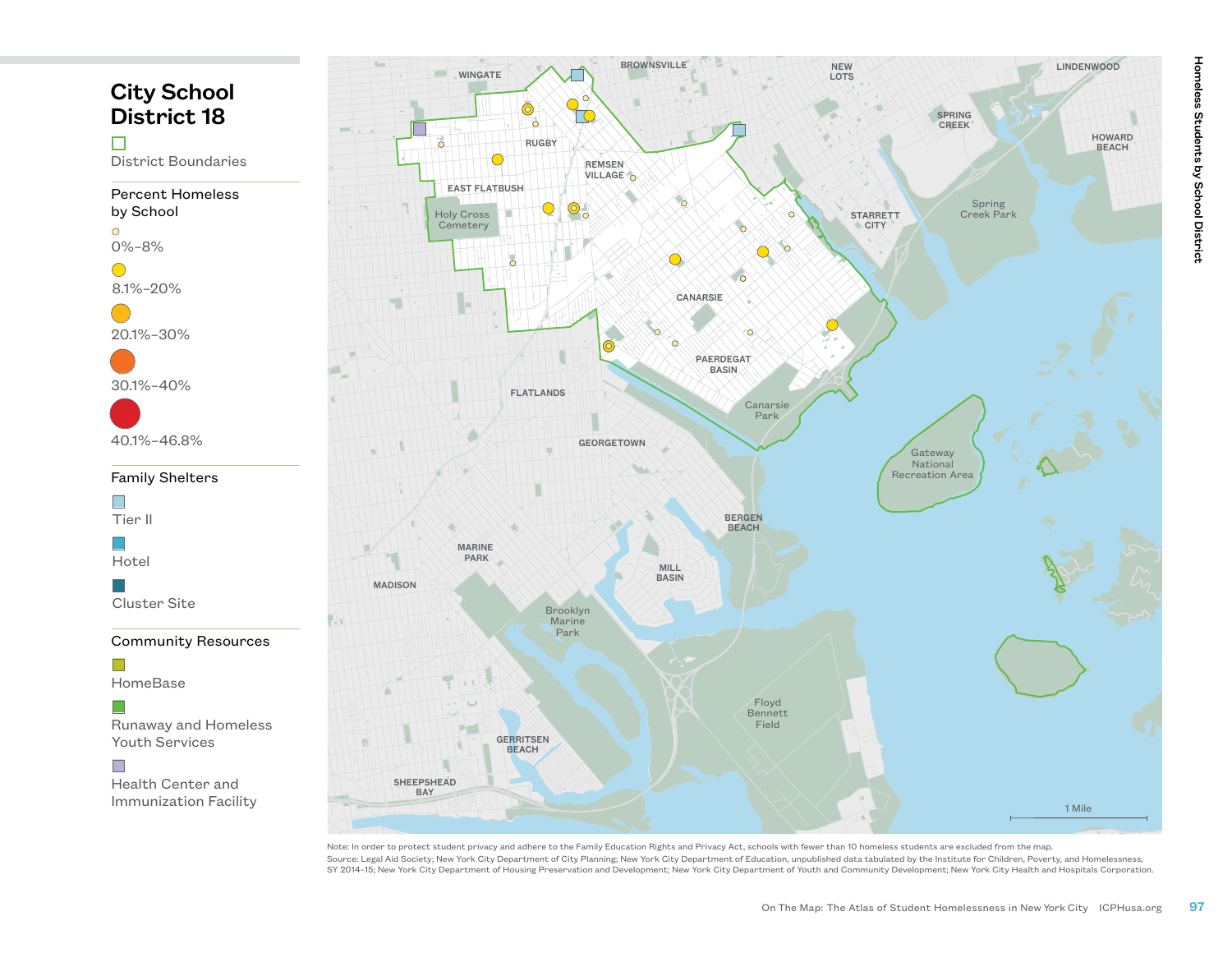# City School District 18

District Boundaries

Percent Homeless by School

0%–8%

8.1%–20%

20.1%–30%

30.1%–40%

40.1%–46.8%

Family Shelters

Tier II

Hotel

Cluster Site

Community Resources

HomeBase

Runaway and Homeless Youth Services

Health Center and Immunization Facility

WINGATE

BROWNSVILLE

NEW LOTS

LINDENWOOD

SPRING CREEK

HOWARD BEACH

RUGBY

REMSEN VILLAGE

EAST FLATBUSH

Holy Cross Cemetery

STARRETT CITY

Spring Creek Park

CANARSIE

PAERDEGAT BASIN

FLATLANDS

Canarsie Park

GEORGETOWN

Gateway National Recreation Area

BERGEN BEACH

MARINE PARK

MILL BASIN

MADISON

Brooklyn Marine Park

Floyd Bennett Field

GERRITSEN BEACH

SHEEPSHEAD BAY

1 Mile

Note: In order to protect student privacy and adhere to the Family Education Rights and Privacy Act, schools with fewer than 10 homeless students are excluded from the map.

Source: Legal Aid Society; New York City Department of City Planning; New York City Department of Education, unpublished data tabulated by the Institute for Children, Poverty, and Homelessness, SY 2014–15; New York City Department of Housing Preservation and Development; New York City Department of Youth and Community Development; New York City Health and Hospitals Corporation.